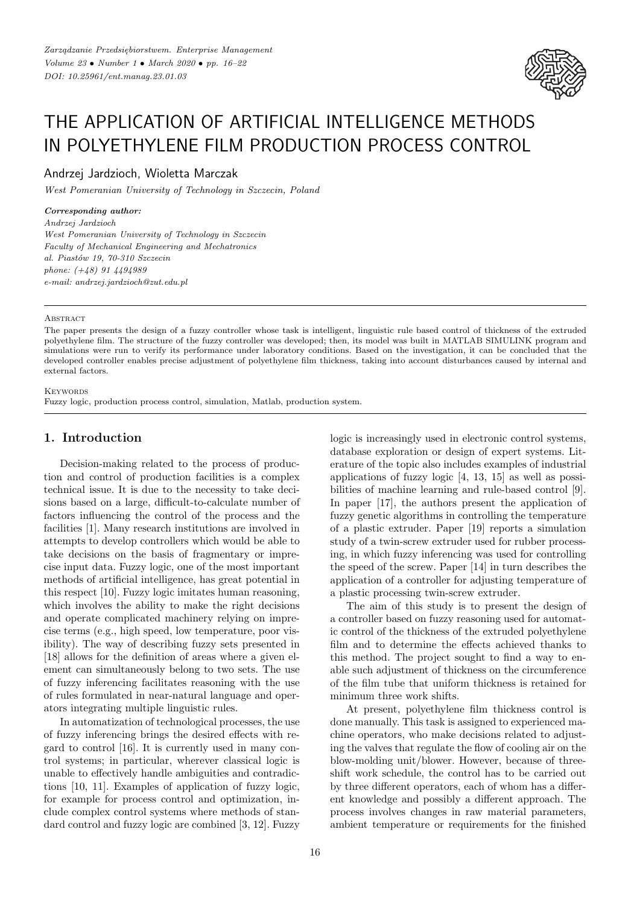# THE APPLICATION OF ARTIFICIAL INTELLIGENCE METHODS IN POLYETHYLENE FILM PRODUCTION PROCESS CONTROL

Andrzej Jardzioch, Wioletta Marczak

*West Pomeranian University of Technology in Szczecin, Poland*

***Corresponding author:***
*Andrzej Jardzioch*
*West Pomeranian University of Technology in Szczecin*
*Faculty of Mechanical Engineering and Mechatronics*
*al. Piastów 19, 70-310 Szczecin*
*phone: (+48) 91 4494989*
*e-mail: andrzej.jardzioch@zut.edu.pl*

Abstract

The paper presents the design of a fuzzy controller whose task is intelligent, linguistic rule based control of thickness of the extruded polyethylene film. The structure of the fuzzy controller was developed; then, its model was built in MATLAB SIMULINK program and simulations were run to verify its performance under laboratory conditions. Based on the investigation, it can be concluded that the developed controller enables precise adjustment of polyethylene film thickness, taking into account disturbances caused by internal and external factors.

Keywords

Fuzzy logic, production process control, simulation, Matlab, production system.

## 1. Introduction

Decision-making related to the process of production and control of production facilities is a complex technical issue. It is due to the necessity to take decisions based on a large, difficult-to-calculate number of factors influencing the control of the process and the facilities [1]. Many research institutions are involved in attempts to develop controllers which would be able to take decisions on the basis of fragmentary or imprecise input data. Fuzzy logic, one of the most important methods of artificial intelligence, has great potential in this respect [10]. Fuzzy logic imitates human reasoning, which involves the ability to make the right decisions and operate complicated machinery relying on imprecise terms (e.g., high speed, low temperature, poor visibility). The way of describing fuzzy sets presented in [18] allows for the definition of areas where a given element can simultaneously belong to two sets. The use of fuzzy inferencing facilitates reasoning with the use of rules formulated in near-natural language and operators integrating multiple linguistic rules.

In automatization of technological processes, the use of fuzzy inferencing brings the desired effects with regard to control [16]. It is currently used in many control systems; in particular, wherever classical logic is unable to effectively handle ambiguities and contradictions [10, 11]. Examples of application of fuzzy logic, for example for process control and optimization, include complex control systems where methods of standard control and fuzzy logic are combined [3, 12]. Fuzzy logic is increasingly used in electronic control systems, database exploration or design of expert systems. Literature of the topic also includes examples of industrial applications of fuzzy logic [4, 13, 15] as well as possibilities of machine learning and rule-based control [9]. In paper [17], the authors present the application of fuzzy genetic algorithms in controlling the temperature of a plastic extruder. Paper [19] reports a simulation study of a twin-screw extruder used for rubber processing, in which fuzzy inferencing was used for controlling the speed of the screw. Paper [14] in turn describes the application of a controller for adjusting temperature of a plastic processing twin-screw extruder.

The aim of this study is to present the design of a controller based on fuzzy reasoning used for automatic control of the thickness of the extruded polyethylene film and to determine the effects achieved thanks to this method. The project sought to find a way to enable such adjustment of thickness on the circumference of the film tube that uniform thickness is retained for minimum three work shifts.

At present, polyethylene film thickness control is done manually. This task is assigned to experienced machine operators, who make decisions related to adjusting the valves that regulate the flow of cooling air on the blow-molding unit/blower. However, because of three-shift work schedule, the control has to be carried out by three different operators, each of whom has a different knowledge and possibly a different approach. The process involves changes in raw material parameters, ambient temperature or requirements for the finished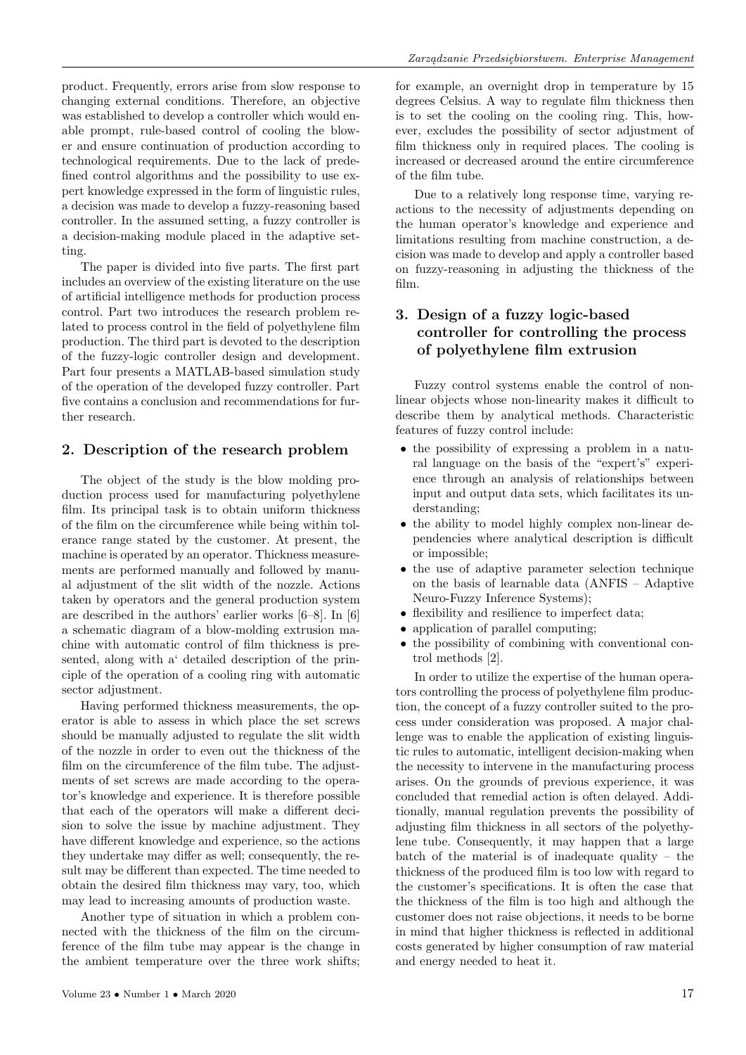product. Frequently, errors arise from slow response to changing external conditions. Therefore, an objective was established to develop a controller which would enable prompt, rule-based control of cooling the blower and ensure continuation of production according to technological requirements. Due to the lack of predefined control algorithms and the possibility to use expert knowledge expressed in the form of linguistic rules, a decision was made to develop a fuzzy-reasoning based controller. In the assumed setting, a fuzzy controller is a decision-making module placed in the adaptive setting.

The paper is divided into five parts. The first part includes an overview of the existing literature on the use of artificial intelligence methods for production process control. Part two introduces the research problem related to process control in the field of polyethylene film production. The third part is devoted to the description of the fuzzy-logic controller design and development. Part four presents a MATLAB-based simulation study of the operation of the developed fuzzy controller. Part five contains a conclusion and recommendations for further research.

## 2. Description of the research problem

The object of the study is the blow molding production process used for manufacturing polyethylene film. Its principal task is to obtain uniform thickness of the film on the circumference while being within tolerance range stated by the customer. At present, the machine is operated by an operator. Thickness measurements are performed manually and followed by manual adjustment of the slit width of the nozzle. Actions taken by operators and the general production system are described in the authors' earlier works [6–8]. In [6] a schematic diagram of a blow-molding extrusion machine with automatic control of film thickness is presented, along with a' detailed description of the principle of the operation of a cooling ring with automatic sector adjustment.

Having performed thickness measurements, the operator is able to assess in which place the set screws should be manually adjusted to regulate the slit width of the nozzle in order to even out the thickness of the film on the circumference of the film tube. The adjustments of set screws are made according to the operator's knowledge and experience. It is therefore possible that each of the operators will make a different decision to solve the issue by machine adjustment. They have different knowledge and experience, so the actions they undertake may differ as well; consequently, the result may be different than expected. The time needed to obtain the desired film thickness may vary, too, which may lead to increasing amounts of production waste.

Another type of situation in which a problem connected with the thickness of the film on the circumference of the film tube may appear is the change in the ambient temperature over the three work shifts; for example, an overnight drop in temperature by 15 degrees Celsius. A way to regulate film thickness then is to set the cooling on the cooling ring. This, however, excludes the possibility of sector adjustment of film thickness only in required places. The cooling is increased or decreased around the entire circumference of the film tube.

Due to a relatively long response time, varying reactions to the necessity of adjustments depending on the human operator's knowledge and experience and limitations resulting from machine construction, a decision was made to develop and apply a controller based on fuzzy-reasoning in adjusting the thickness of the film.

## 3. Design of a fuzzy logic-based controller for controlling the process of polyethylene film extrusion

Fuzzy control systems enable the control of non-linear objects whose non-linearity makes it difficult to describe them by analytical methods. Characteristic features of fuzzy control include:

- the possibility of expressing a problem in a natural language on the basis of the "expert's" experience through an analysis of relationships between input and output data sets, which facilitates its understanding;
- the ability to model highly complex non-linear dependencies where analytical description is difficult or impossible;
- the use of adaptive parameter selection technique on the basis of learnable data (ANFIS – Adaptive Neuro-Fuzzy Inference Systems);
- flexibility and resilience to imperfect data;
- application of parallel computing;
- the possibility of combining with conventional control methods [2].

In order to utilize the expertise of the human operators controlling the process of polyethylene film production, the concept of a fuzzy controller suited to the process under consideration was proposed. A major challenge was to enable the application of existing linguistic rules to automatic, intelligent decision-making when the necessity to intervene in the manufacturing process arises. On the grounds of previous experience, it was concluded that remedial action is often delayed. Additionally, manual regulation prevents the possibility of adjusting film thickness in all sectors of the polyethylene tube. Consequently, it may happen that a large batch of the material is of inadequate quality – the thickness of the produced film is too low with regard to the customer's specifications. It is often the case that the thickness of the film is too high and although the customer does not raise objections, it needs to be borne in mind that higher thickness is reflected in additional costs generated by higher consumption of raw material and energy needed to heat it.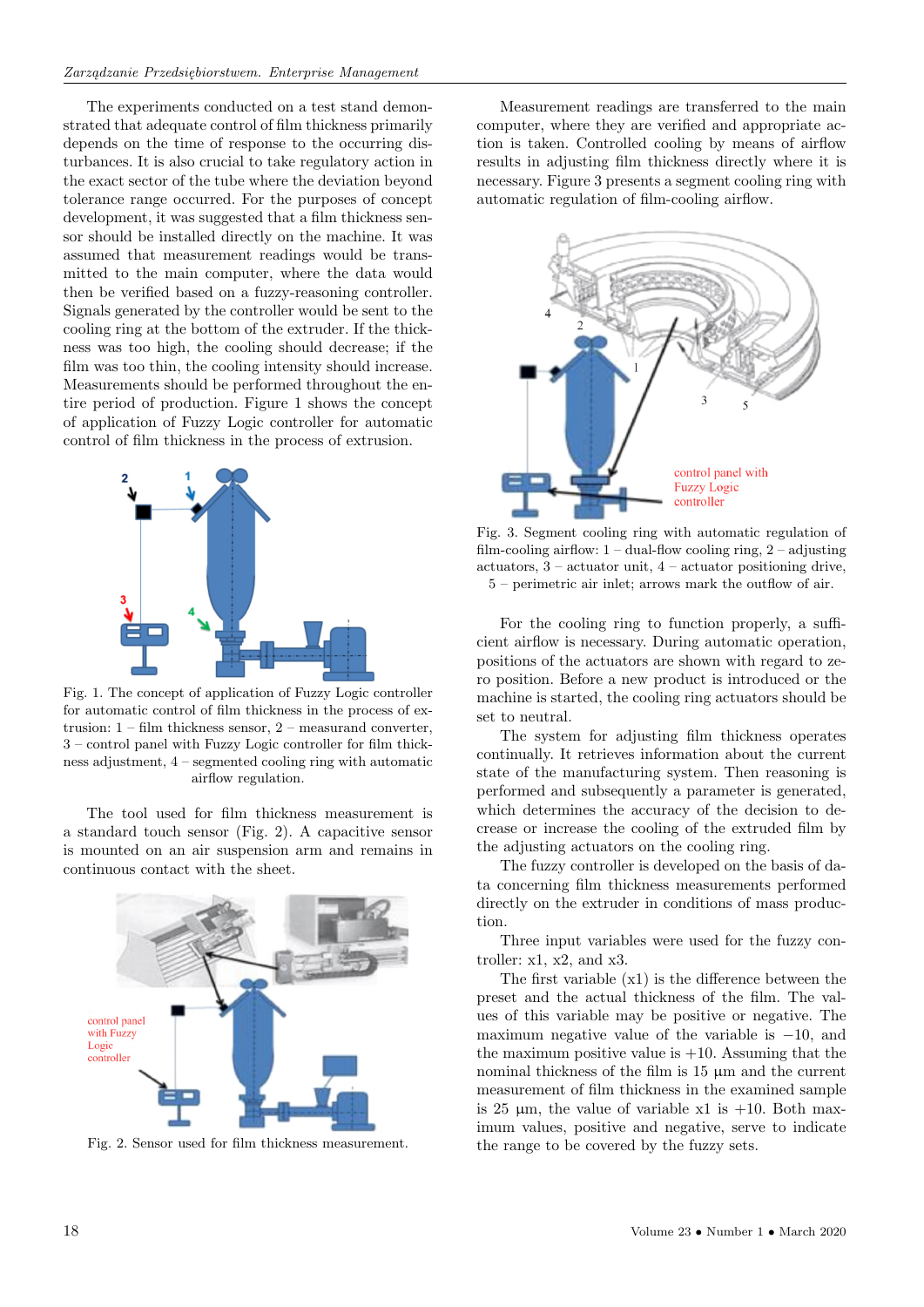The experiments conducted on a test stand demonstrated that adequate control of film thickness primarily depends on the time of response to the occurring disturbances. It is also crucial to take regulatory action in the exact sector of the tube where the deviation beyond tolerance range occurred. For the purposes of concept development, it was suggested that a film thickness sensor should be installed directly on the machine. It was assumed that measurement readings would be transmitted to the main computer, where the data would then be verified based on a fuzzy-reasoning controller. Signals generated by the controller would be sent to the cooling ring at the bottom of the extruder. If the thickness was too high, the cooling should decrease; if the film was too thin, the cooling intensity should increase. Measurements should be performed throughout the entire period of production. Figure 1 shows the concept of application of Fuzzy Logic controller for automatic control of film thickness in the process of extrusion.

Fig. 1. The concept of application of Fuzzy Logic controller for automatic control of film thickness in the process of extrusion: 1 – film thickness sensor, 2 – measurand converter, 3 – control panel with Fuzzy Logic controller for film thickness adjustment, 4 – segmented cooling ring with automatic airflow regulation.

The tool used for film thickness measurement is a standard touch sensor (Fig. 2). A capacitive sensor is mounted on an air suspension arm and remains in continuous contact with the sheet.

Fig. 2. Sensor used for film thickness measurement.

Measurement readings are transferred to the main computer, where they are verified and appropriate action is taken. Controlled cooling by means of airflow results in adjusting film thickness directly where it is necessary. Figure 3 presents a segment cooling ring with automatic regulation of film-cooling airflow.

Fig. 3. Segment cooling ring with automatic regulation of film-cooling airflow: 1 – dual-flow cooling ring, 2 – adjusting actuators, 3 – actuator unit, 4 – actuator positioning drive, 5 – perimetric air inlet; arrows mark the outflow of air.

For the cooling ring to function properly, a sufficient airflow is necessary. During automatic operation, positions of the actuators are shown with regard to zero position. Before a new product is introduced or the machine is started, the cooling ring actuators should be set to neutral.

The system for adjusting film thickness operates continually. It retrieves information about the current state of the manufacturing system. Then reasoning is performed and subsequently a parameter is generated, which determines the accuracy of the decision to decrease or increase the cooling of the extruded film by the adjusting actuators on the cooling ring.

The fuzzy controller is developed on the basis of data concerning film thickness measurements performed directly on the extruder in conditions of mass production.

Three input variables were used for the fuzzy controller: x1, x2, and x3.

The first variable (x1) is the difference between the preset and the actual thickness of the film. The values of this variable may be positive or negative. The maximum negative value of the variable is −10, and the maximum positive value is +10. Assuming that the nominal thickness of the film is 15 µm and the current measurement of film thickness in the examined sample is 25 µm, the value of variable x1 is +10. Both maximum values, positive and negative, serve to indicate the range to be covered by the fuzzy sets.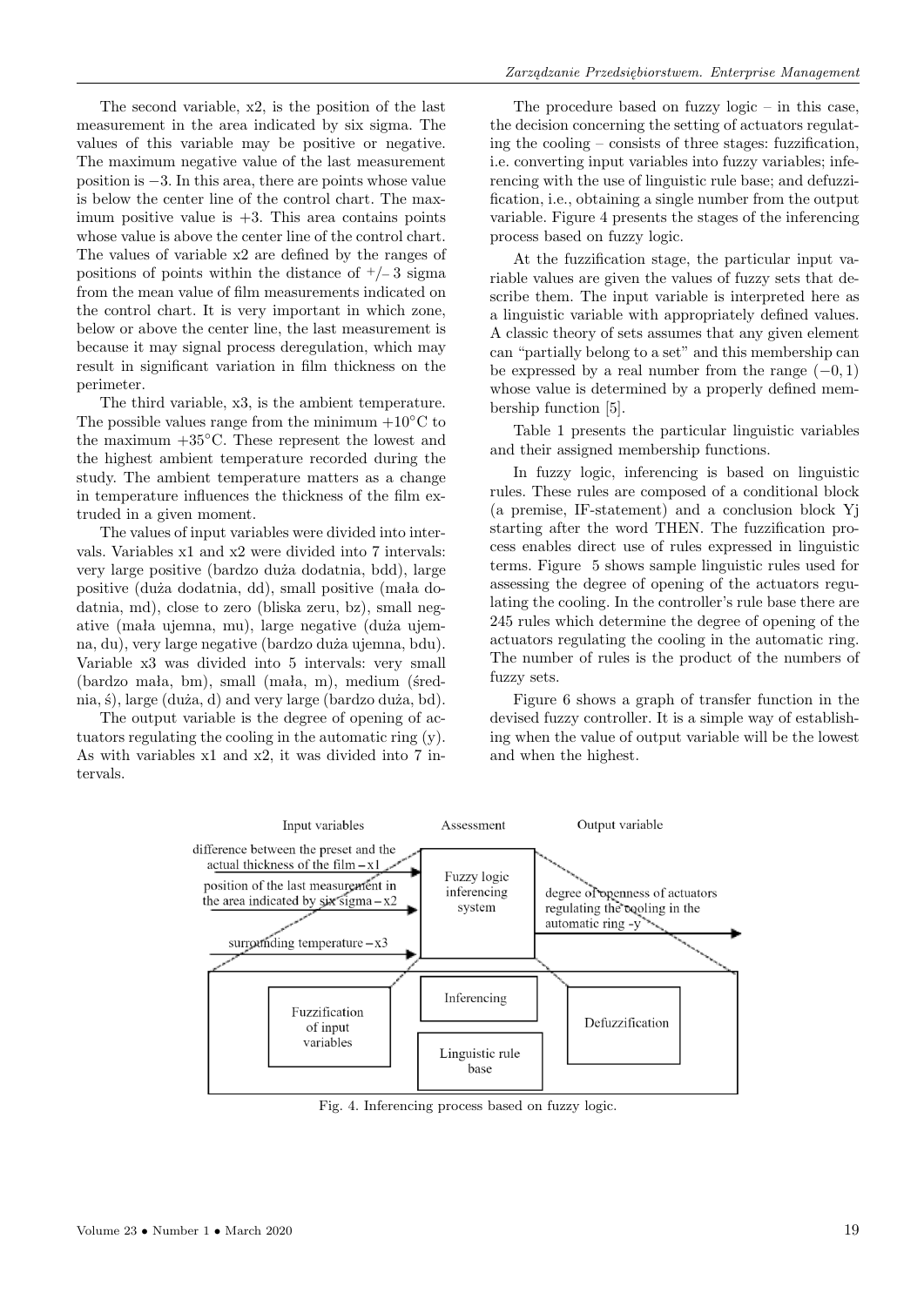The second variable, x2, is the position of the last measurement in the area indicated by six sigma. The values of this variable may be positive or negative. The maximum negative value of the last measurement position is $-3$. In this area, there are points whose value is below the center line of the control chart. The maximum positive value is $+3$. This area contains points whose value is above the center line of the control chart. The values of variable x2 are defined by the ranges of positions of points within the distance of $+/-$ 3 sigma from the mean value of film measurements indicated on the control chart. It is very important in which zone, below or above the center line, the last measurement is because it may signal process deregulation, which may result in significant variation in film thickness on the perimeter.

The third variable, x3, is the ambient temperature. The possible values range from the minimum $+10^{\circ}$C to the maximum $+35^{\circ}$C. These represent the lowest and the highest ambient temperature recorded during the study. The ambient temperature matters as a change in temperature influences the thickness of the film extruded in a given moment.

The values of input variables were divided into intervals. Variables x1 and x2 were divided into 7 intervals: very large positive (bardzo duża dodatnia, bdd), large positive (duża dodatnia, dd), small positive (mała dodatnia, md), close to zero (bliska zeru, bz), small negative (mała ujemna, mu), large negative (duża ujemna, du), very large negative (bardzo duża ujemna, bdu). Variable x3 was divided into 5 intervals: very small (bardzo mała, bm), small (mała, m), medium (średnia, ś), large (duża, d) and very large (bardzo duża, bd).

The output variable is the degree of opening of actuators regulating the cooling in the automatic ring (y). As with variables x1 and x2, it was divided into 7 intervals.

The procedure based on fuzzy logic – in this case, the decision concerning the setting of actuators regulating the cooling – consists of three stages: fuzzification, i.e. converting input variables into fuzzy variables; inferencing with the use of linguistic rule base; and defuzzification, i.e., obtaining a single number from the output variable. Figure 4 presents the stages of the inferencing process based on fuzzy logic.

At the fuzzification stage, the particular input variable values are given the values of fuzzy sets that describe them. The input variable is interpreted here as a linguistic variable with appropriately defined values. A classic theory of sets assumes that any given element can "partially belong to a set" and this membership can be expressed by a real number from the range $(-0, 1)$ whose value is determined by a properly defined membership function [5].

Table 1 presents the particular linguistic variables and their assigned membership functions.

In fuzzy logic, inferencing is based on linguistic rules. These rules are composed of a conditional block (a premise, IF-statement) and a conclusion block Yj starting after the word THEN. The fuzzification process enables direct use of rules expressed in linguistic terms. Figure 5 shows sample linguistic rules used for assessing the degree of opening of the actuators regulating the cooling. In the controller's rule base there are 245 rules which determine the degree of opening of the actuators regulating the cooling in the automatic ring. The number of rules is the product of the numbers of fuzzy sets.

Figure 6 shows a graph of transfer function in the devised fuzzy controller. It is a simple way of establishing when the value of output variable will be the lowest and when the highest.

Input variables | Assessment | Output variable

difference between the preset and the actual thickness of the film – x1

position of the last measurement in the area indicated by six sigma – x2

surrounding temperature – x3

Fuzzy logic inferencing system

degree of openness of actuators regulating the cooling in the automatic ring - y

Fuzzification of input variables | Inferencing | Linguistic rule base | Defuzzification

Fig. 4. Inferencing process based on fuzzy logic.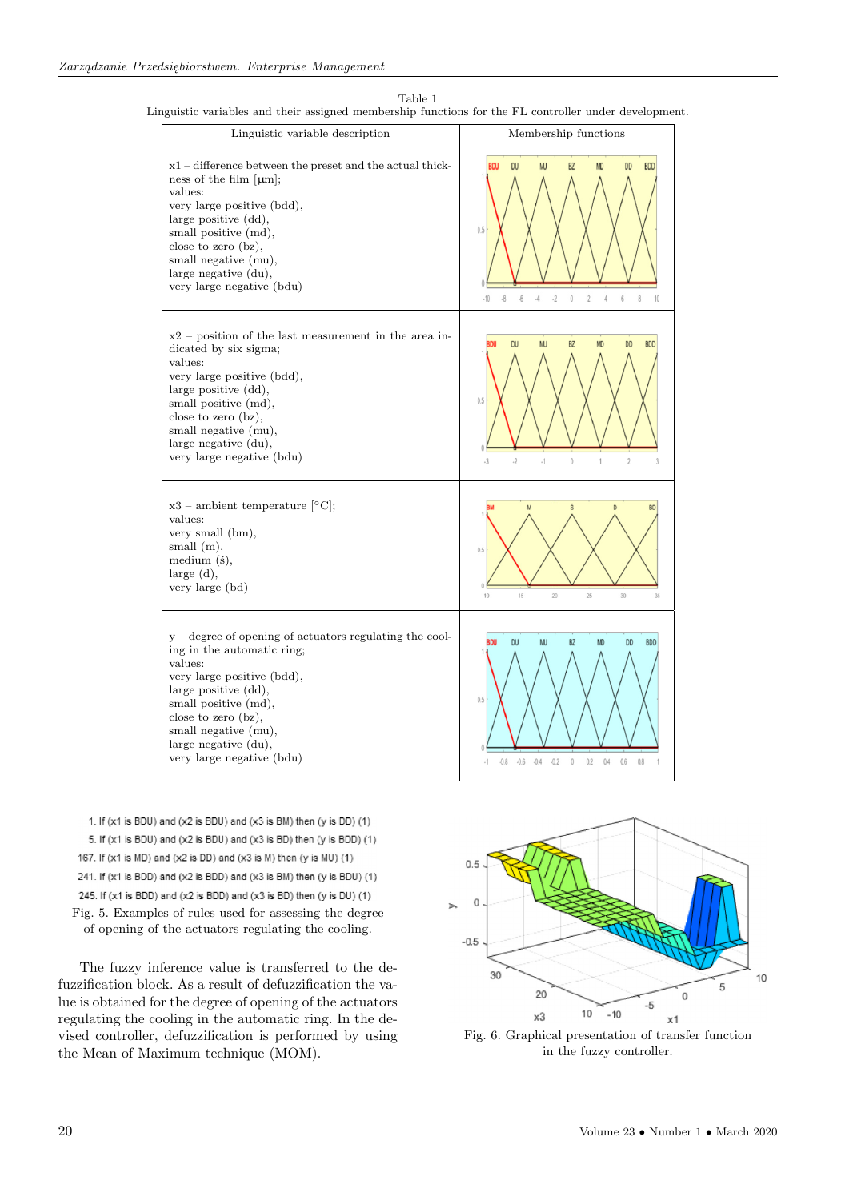Table 1
Linguistic variables and their assigned membership functions for the FL controller under development.

| Linguistic variable description | Membership functions |
|---|---|
| x1 – difference between the preset and the actual thickness of the film [μm]; values: very large positive (bdd), large positive (dd), small positive (md), close to zero (bz), small negative (mu), large negative (du), very large negative (bdu) | |
| x2 – position of the last measurement in the area indicated by six sigma; values: very large positive (bdd), large positive (dd), small positive (md), close to zero (bz), small negative (mu), large negative (du), very large negative (bdu) | |
| x3 – ambient temperature [°C]; values: very small (bm), small (m), medium (ś), large (d), very large (bd) | |
| y – degree of opening of actuators regulating the cooling in the automatic ring; values: very large positive (bdd), large positive (dd), small positive (md), close to zero (bz), small negative (mu), large negative (du), very large negative (bdu) | |

1. If (x1 is BDU) and (x2 is BDU) and (x3 is BM) then (y is DD) (1)
5. If (x1 is BDU) and (x2 is BDU) and (x3 is BD) then (y is BDD) (1)
167. If (x1 is MD) and (x2 is DD) and (x3 is M) then (y is MU) (1)
241. If (x1 is BDD) and (x2 is BDD) and (x3 is BM) then (y is BDU) (1)
245. If (x1 is BDD) and (x2 is BDD) and (x3 is BD) then (y is DU) (1)

Fig. 5. Examples of rules used for assessing the degree of opening of the actuators regulating the cooling.

The fuzzy inference value is transferred to the defuzzification block. As a result of defuzzification the value is obtained for the degree of opening of the actuators regulating the cooling in the automatic ring. In the devised controller, defuzzification is performed by using the Mean of Maximum technique (MOM).

Fig. 6. Graphical presentation of transfer function in the fuzzy controller.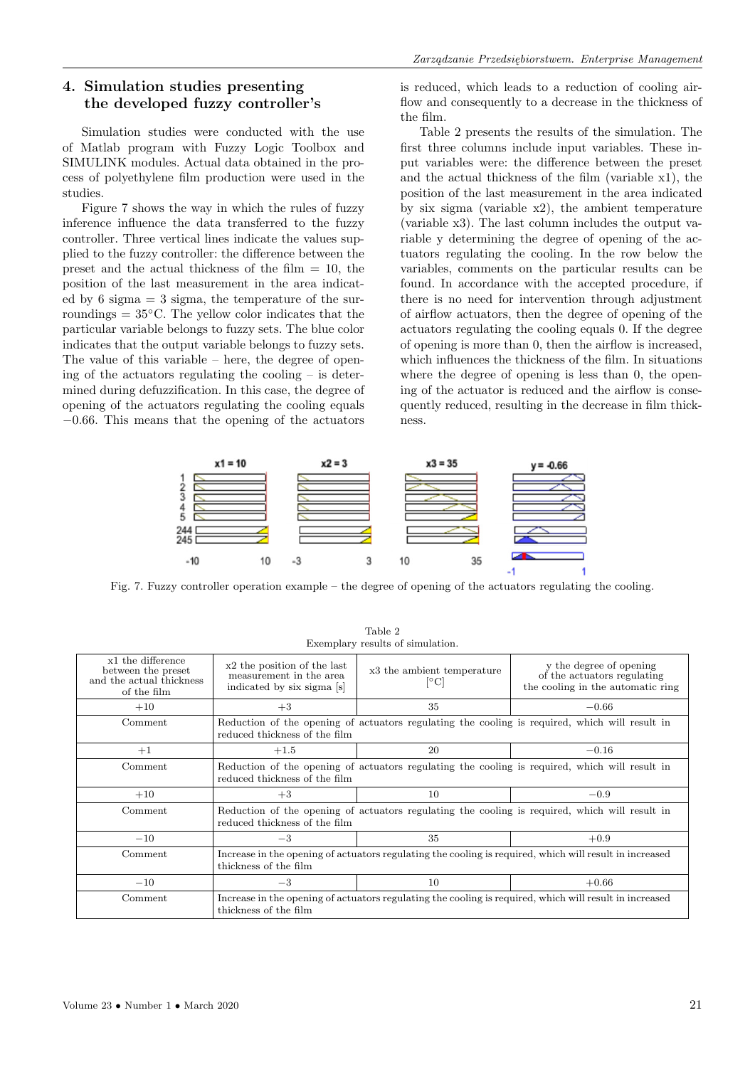## 4. Simulation studies presenting the developed fuzzy controller's

Simulation studies were conducted with the use of Matlab program with Fuzzy Logic Toolbox and SIMULINK modules. Actual data obtained in the process of polyethylene film production were used in the studies.

Figure 7 shows the way in which the rules of fuzzy inference influence the data transferred to the fuzzy controller. Three vertical lines indicate the values supplied to the fuzzy controller: the difference between the preset and the actual thickness of the film = 10, the position of the last measurement in the area indicated by 6 sigma = 3 sigma, the temperature of the surroundings = 35°C. The yellow color indicates that the particular variable belongs to fuzzy sets. The blue color indicates that the output variable belongs to fuzzy sets. The value of this variable – here, the degree of opening of the actuators regulating the cooling – is determined during defuzzification. In this case, the degree of opening of the actuators regulating the cooling equals −0.66. This means that the opening of the actuators is reduced, which leads to a reduction of cooling airflow and consequently to a decrease in the thickness of the film.

Table 2 presents the results of the simulation. The first three columns include input variables. These input variables were: the difference between the preset and the actual thickness of the film (variable x1), the position of the last measurement in the area indicated by six sigma (variable x2), the ambient temperature (variable x3). The last column includes the output variable y determining the degree of opening of the actuators regulating the cooling. In the row below the variables, comments on the particular results can be found. In accordance with the accepted procedure, if there is no need for intervention through adjustment of airflow actuators, then the degree of opening of the actuators regulating the cooling equals 0. If the degree of opening is more than 0, then the airflow is increased, which influences the thickness of the film. In situations where the degree of opening is less than 0, the opening of the actuator is reduced and the airflow is consequently reduced, resulting in the decrease in film thickness.

Fig. 7. Fuzzy controller operation example – the degree of opening of the actuators regulating the cooling.

Table 2
Exemplary results of simulation.

| x1 the difference between the preset and the actual thickness of the film | x2 the position of the last measurement in the area indicated by six sigma [s] | x3 the ambient temperature [°C] | y the degree of opening of the actuators regulating the cooling in the automatic ring |
|---|---|---|---|
| +10 | +3 | 35 | −0.66 |
| Comment | Reduction of the opening of actuators regulating the cooling is required, which will result in reduced thickness of the film | | |
| +1 | +1.5 | 20 | −0.16 |
| Comment | Reduction of the opening of actuators regulating the cooling is required, which will result in reduced thickness of the film | | |
| +10 | +3 | 10 | −0.9 |
| Comment | Reduction of the opening of actuators regulating the cooling is required, which will result in reduced thickness of the film | | |
| −10 | −3 | 35 | +0.9 |
| Comment | Increase in the opening of actuators regulating the cooling is required, which will result in increased thickness of the film | | |
| −10 | −3 | 10 | +0.66 |
| Comment | Increase in the opening of actuators regulating the cooling is required, which will result in increased thickness of the film | | |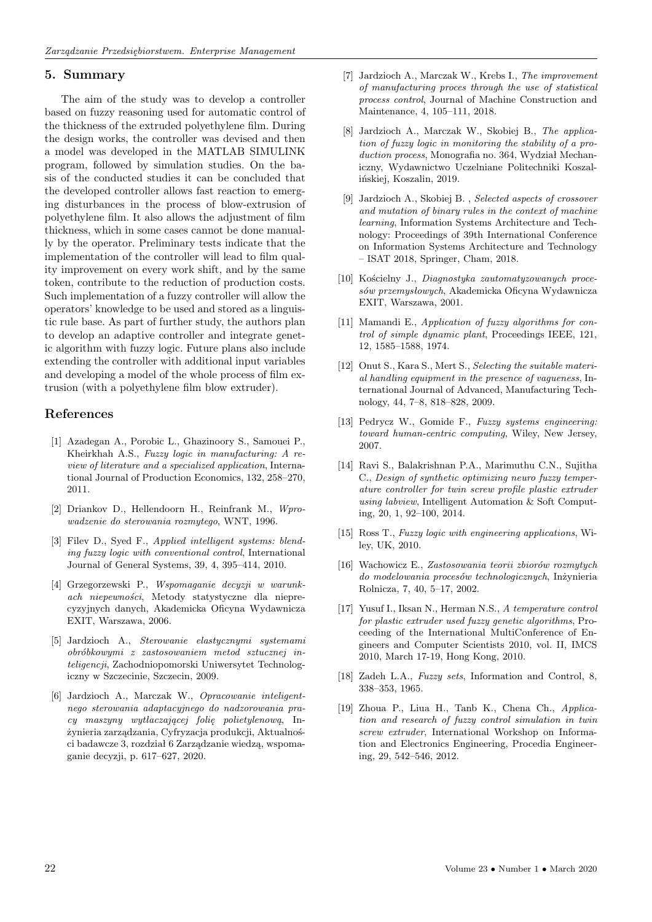## 5. Summary

The aim of the study was to develop a controller based on fuzzy reasoning used for automatic control of the thickness of the extruded polyethylene film. During the design works, the controller was devised and then a model was developed in the MATLAB SIMULINK program, followed by simulation studies. On the basis of the conducted studies it can be concluded that the developed controller allows fast reaction to emerging disturbances in the process of blow-extrusion of polyethylene film. It also allows the adjustment of film thickness, which in some cases cannot be done manually by the operator. Preliminary tests indicate that the implementation of the controller will lead to film quality improvement on every work shift, and by the same token, contribute to the reduction of production costs. Such implementation of a fuzzy controller will allow the operators' knowledge to be used and stored as a linguistic rule base. As part of further study, the authors plan to develop an adaptive controller and integrate genetic algorithm with fuzzy logic. Future plans also include extending the controller with additional input variables and developing a model of the whole process of film extrusion (with a polyethylene film blow extruder).

## References

[1] Azadegan A., Porobic L., Ghazinoory S., Samouei P., Kheirkhah A.S., *Fuzzy logic in manufacturing: A review of literature and a specialized application*, International Journal of Production Economics, 132, 258–270, 2011.

[2] Driankov D., Hellendoorn H., Reinfrank M., *Wprowadzenie do sterowania rozmytego*, WNT, 1996.

[3] Filev D., Syed F., *Applied intelligent systems: blending fuzzy logic with conventional control*, International Journal of General Systems, 39, 4, 395–414, 2010.

[4] Grzegorzewski P., *Wspomaganie decyzji w warunkach niepewności*, Metody statystyczne dla nieprecyzyjnych danych, Akademicka Oficyna Wydawnicza EXIT, Warszawa, 2006.

[5] Jardzioch A., *Sterowanie elastycznymi systemami obróbkowymi z zastosowaniem metod sztucznej inteligencji*, Zachodniopomorski Uniwersytet Technologiczny w Szczecinie, Szczecin, 2009.

[6] Jardzioch A., Marczak W., *Opracowanie inteligentnego sterowania adaptacyjnego do nadzorowania pracy maszyny wytłaczającej folię polietylenową*, Inżynieria zarządzania, Cyfryzacja produkcji, Aktualności badawcze 3, rozdział 6 Zarządzanie wiedzą, wspomaganie decyzji, p. 617–627, 2020.

[7] Jardzioch A., Marczak W., Krebs I., *The improvement of manufacturing proces through the use of statistical process control*, Journal of Machine Construction and Maintenance, 4, 105–111, 2018.

[8] Jardzioch A., Marczak W., Skobiej B., *The application of fuzzy logic in monitoring the stability of a production process*, Monografia no. 364, Wydział Mechaniczny, Wydawnictwo Uczelniane Politechniki Koszalińskiej, Koszalin, 2019.

[9] Jardzioch A., Skobiej B. , *Selected aspects of crossover and mutation of binary rules in the context of machine learning*, Information Systems Architecture and Technology: Proceedings of 39th International Conference on Information Systems Architecture and Technology – ISAT 2018, Springer, Cham, 2018.

[10] Kościelny J., *Diagnostyka zautomatyzowanych procesów przemysłowych*, Akademicka Oficyna Wydawnicza EXIT, Warszawa, 2001.

[11] Mamandi E., *Application of fuzzy algorithms for control of simple dynamic plant*, Proceedings IEEE, 121, 12, 1585–1588, 1974.

[12] Onut S., Kara S., Mert S., *Selecting the suitable material handling equipment in the presence of vagueness*, International Journal of Advanced, Manufacturing Technology, 44, 7–8, 818–828, 2009.

[13] Pedrycz W., Gomide F., *Fuzzy systems engineering: toward human-centric computing*, Wiley, New Jersey, 2007.

[14] Ravi S., Balakrishnan P.A., Marimuthu C.N., Sujitha C., *Design of synthetic optimizing neuro fuzzy temperature controller for twin screw profile plastic extruder using labview*, Intelligent Automation & Soft Computing, 20, 1, 92–100, 2014.

[15] Ross T., *Fuzzy logic with engineering applications*, Wiley, UK, 2010.

[16] Wachowicz E., *Zastosowania teorii zbiorów rozmytych do modelowania procesów technologicznych*, Inżynieria Rolnicza, 7, 40, 5–17, 2002.

[17] Yusuf I., Iksan N., Herman N.S., *A temperature control for plastic extruder used fuzzy genetic algorithms*, Proceeding of the International MultiConference of Engineers and Computer Scientists 2010, vol. II, IMCS 2010, March 17-19, Hong Kong, 2010.

[18] Zadeh L.A., *Fuzzy sets*, Information and Control, 8, 338–353, 1965.

[19] Zhoua P., Liua H., Tanb K., Chena Ch., *Application and research of fuzzy control simulation in twin screw extruder*, International Workshop on Information and Electronics Engineering, Procedia Engineering, 29, 542–546, 2012.